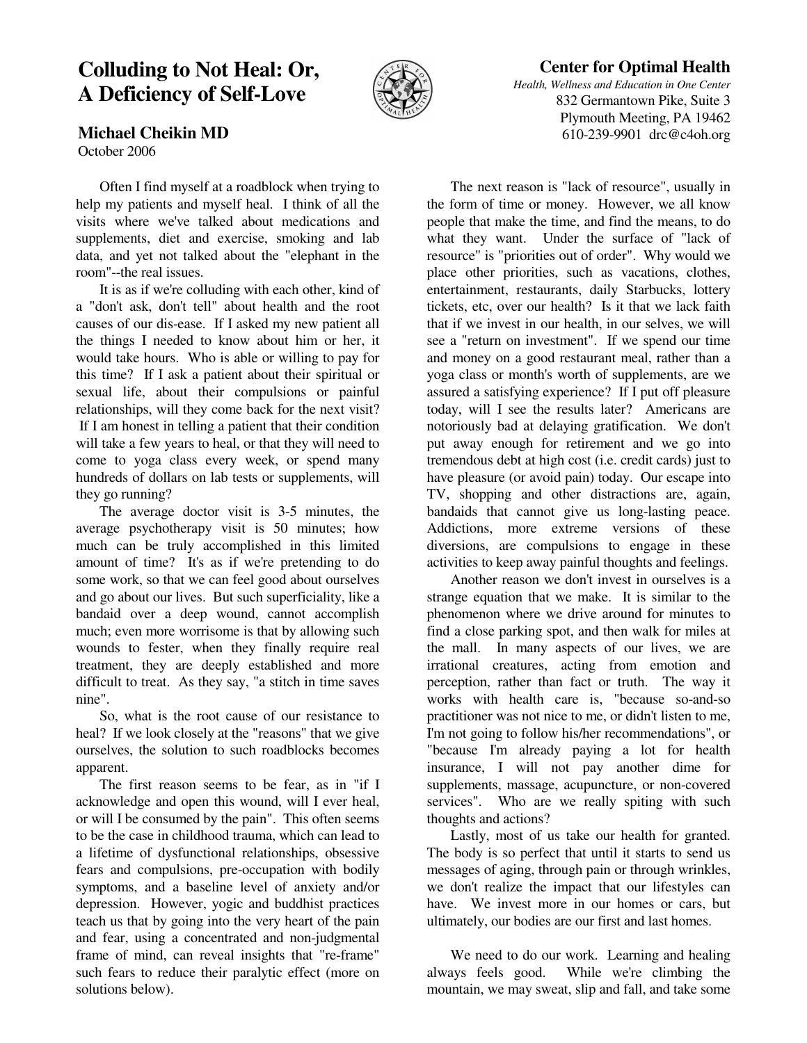# Colluding to Not Heal: Or, A Deficiency of Self-Love

**Michael Cheikin MD**
October 2006

**Center for Optimal Health**
*Health, Wellness and Education in One Center*
832 Germantown Pike, Suite 3
Plymouth Meeting, PA 19462
610-239-9901 drc@c4oh.org

Often I find myself at a roadblock when trying to help my patients and myself heal. I think of all the visits where we've talked about medications and supplements, diet and exercise, smoking and lab data, and yet not talked about the "elephant in the room"--the real issues.

It is as if we're colluding with each other, kind of a "don't ask, don't tell" about health and the root causes of our dis-ease. If I asked my new patient all the things I needed to know about him or her, it would take hours. Who is able or willing to pay for this time? If I ask a patient about their spiritual or sexual life, about their compulsions or painful relationships, will they come back for the next visit? If I am honest in telling a patient that their condition will take a few years to heal, or that they will need to come to yoga class every week, or spend many hundreds of dollars on lab tests or supplements, will they go running?

The average doctor visit is 3-5 minutes, the average psychotherapy visit is 50 minutes; how much can be truly accomplished in this limited amount of time? It's as if we're pretending to do some work, so that we can feel good about ourselves and go about our lives. But such superficiality, like a bandaid over a deep wound, cannot accomplish much; even more worrisome is that by allowing such wounds to fester, when they finally require real treatment, they are deeply established and more difficult to treat. As they say, "a stitch in time saves nine".

So, what is the root cause of our resistance to heal? If we look closely at the "reasons" that we give ourselves, the solution to such roadblocks becomes apparent.

The first reason seems to be fear, as in "if I acknowledge and open this wound, will I ever heal, or will I be consumed by the pain". This often seems to be the case in childhood trauma, which can lead to a lifetime of dysfunctional relationships, obsessive fears and compulsions, pre-occupation with bodily symptoms, and a baseline level of anxiety and/or depression. However, yogic and buddhist practices teach us that by going into the very heart of the pain and fear, using a concentrated and non-judgmental frame of mind, can reveal insights that "re-frame" such fears to reduce their paralytic effect (more on solutions below).

The next reason is "lack of resource", usually in the form of time or money. However, we all know people that make the time, and find the means, to do what they want. Under the surface of "lack of resource" is "priorities out of order". Why would we place other priorities, such as vacations, clothes, entertainment, restaurants, daily Starbucks, lottery tickets, etc, over our health? Is it that we lack faith that if we invest in our health, in our selves, we will see a "return on investment". If we spend our time and money on a good restaurant meal, rather than a yoga class or month's worth of supplements, are we assured a satisfying experience? If I put off pleasure today, will I see the results later? Americans are notoriously bad at delaying gratification. We don't put away enough for retirement and we go into tremendous debt at high cost (i.e. credit cards) just to have pleasure (or avoid pain) today. Our escape into TV, shopping and other distractions are, again, bandaids that cannot give us long-lasting peace. Addictions, more extreme versions of these diversions, are compulsions to engage in these activities to keep away painful thoughts and feelings.

Another reason we don't invest in ourselves is a strange equation that we make. It is similar to the phenomenon where we drive around for minutes to find a close parking spot, and then walk for miles at the mall. In many aspects of our lives, we are irrational creatures, acting from emotion and perception, rather than fact or truth. The way it works with health care is, "because so-and-so practitioner was not nice to me, or didn't listen to me, I'm not going to follow his/her recommendations", or "because I'm already paying a lot for health insurance, I will not pay another dime for supplements, massage, acupuncture, or non-covered services". Who are we really spiting with such thoughts and actions?

Lastly, most of us take our health for granted. The body is so perfect that until it starts to send us messages of aging, through pain or through wrinkles, we don't realize the impact that our lifestyles can have. We invest more in our homes or cars, but ultimately, our bodies are our first and last homes.

We need to do our work. Learning and healing always feels good. While we're climbing the mountain, we may sweat, slip and fall, and take some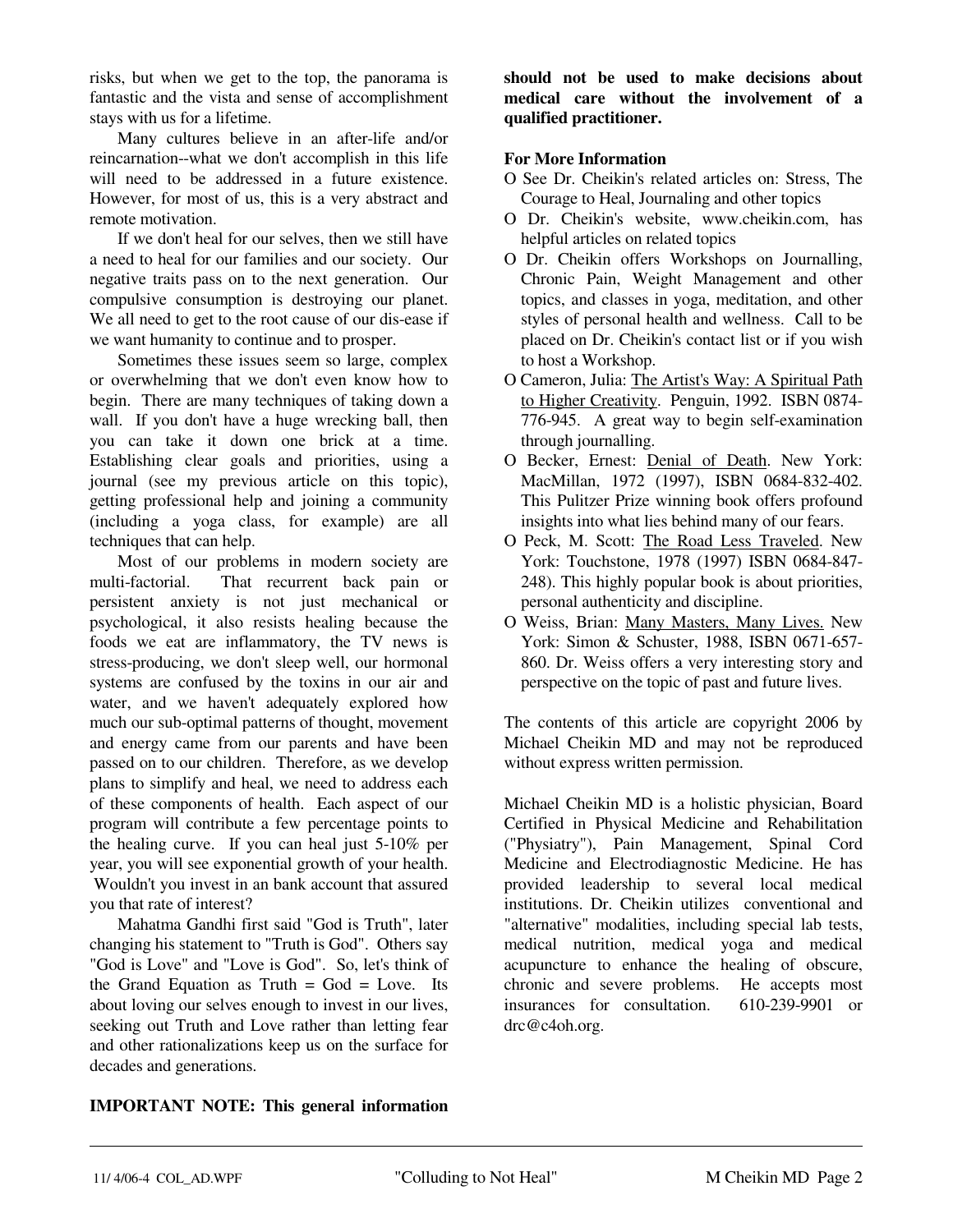risks, but when we get to the top, the panorama is fantastic and the vista and sense of accomplishment stays with us for a lifetime.

Many cultures believe in an after-life and/or reincarnation--what we don't accomplish in this life will need to be addressed in a future existence. However, for most of us, this is a very abstract and remote motivation.

If we don't heal for our selves, then we still have a need to heal for our families and our society. Our negative traits pass on to the next generation. Our compulsive consumption is destroying our planet. We all need to get to the root cause of our dis-ease if we want humanity to continue and to prosper.

Sometimes these issues seem so large, complex or overwhelming that we don't even know how to begin. There are many techniques of taking down a wall. If you don't have a huge wrecking ball, then you can take it down one brick at a time. Establishing clear goals and priorities, using a journal (see my previous article on this topic), getting professional help and joining a community (including a yoga class, for example) are all techniques that can help.

Most of our problems in modern society are multi-factorial. That recurrent back pain or persistent anxiety is not just mechanical or psychological, it also resists healing because the foods we eat are inflammatory, the TV news is stress-producing, we don't sleep well, our hormonal systems are confused by the toxins in our air and water, and we haven't adequately explored how much our sub-optimal patterns of thought, movement and energy came from our parents and have been passed on to our children. Therefore, as we develop plans to simplify and heal, we need to address each of these components of health. Each aspect of our program will contribute a few percentage points to the healing curve. If you can heal just 5-10% per year, you will see exponential growth of your health. Wouldn't you invest in an bank account that assured you that rate of interest?

Mahatma Gandhi first said "God is Truth", later changing his statement to "Truth is God". Others say "God is Love" and "Love is God". So, let's think of the Grand Equation as Truth = God = Love. Its about loving our selves enough to invest in our lives, seeking out Truth and Love rather than letting fear and other rationalizations keep us on the surface for decades and generations.

**IMPORTANT NOTE: This general information should not be used to make decisions about medical care without the involvement of a qualified practitioner.**

**For More Information**

- O See Dr. Cheikin's related articles on: Stress, The Courage to Heal, Journaling and other topics
- O Dr. Cheikin's website, www.cheikin.com, has helpful articles on related topics
- O Dr. Cheikin offers Workshops on Journalling, Chronic Pain, Weight Management and other topics, and classes in yoga, meditation, and other styles of personal health and wellness. Call to be placed on Dr. Cheikin's contact list or if you wish to host a Workshop.
- O Cameron, Julia: The Artist's Way: A Spiritual Path to Higher Creativity. Penguin, 1992. ISBN 0874-776-945. A great way to begin self-examination through journalling.
- O Becker, Ernest: Denial of Death. New York: MacMillan, 1972 (1997), ISBN 0684-832-402. This Pulitzer Prize winning book offers profound insights into what lies behind many of our fears.
- O Peck, M. Scott: The Road Less Traveled. New York: Touchstone, 1978 (1997) ISBN 0684-847-248). This highly popular book is about priorities, personal authenticity and discipline.
- O Weiss, Brian: Many Masters, Many Lives. New York: Simon & Schuster, 1988, ISBN 0671-657-860. Dr. Weiss offers a very interesting story and perspective on the topic of past and future lives.

The contents of this article are copyright 2006 by Michael Cheikin MD and may not be reproduced without express written permission.

Michael Cheikin MD is a holistic physician, Board Certified in Physical Medicine and Rehabilitation ("Physiatry"), Pain Management, Spinal Cord Medicine and Electrodiagnostic Medicine. He has provided leadership to several local medical institutions. Dr. Cheikin utilizes conventional and "alternative" modalities, including special lab tests, medical nutrition, medical yoga and medical acupuncture to enhance the healing of obscure, chronic and severe problems. He accepts most insurances for consultation. 610-239-9901 or drc@c4oh.org.